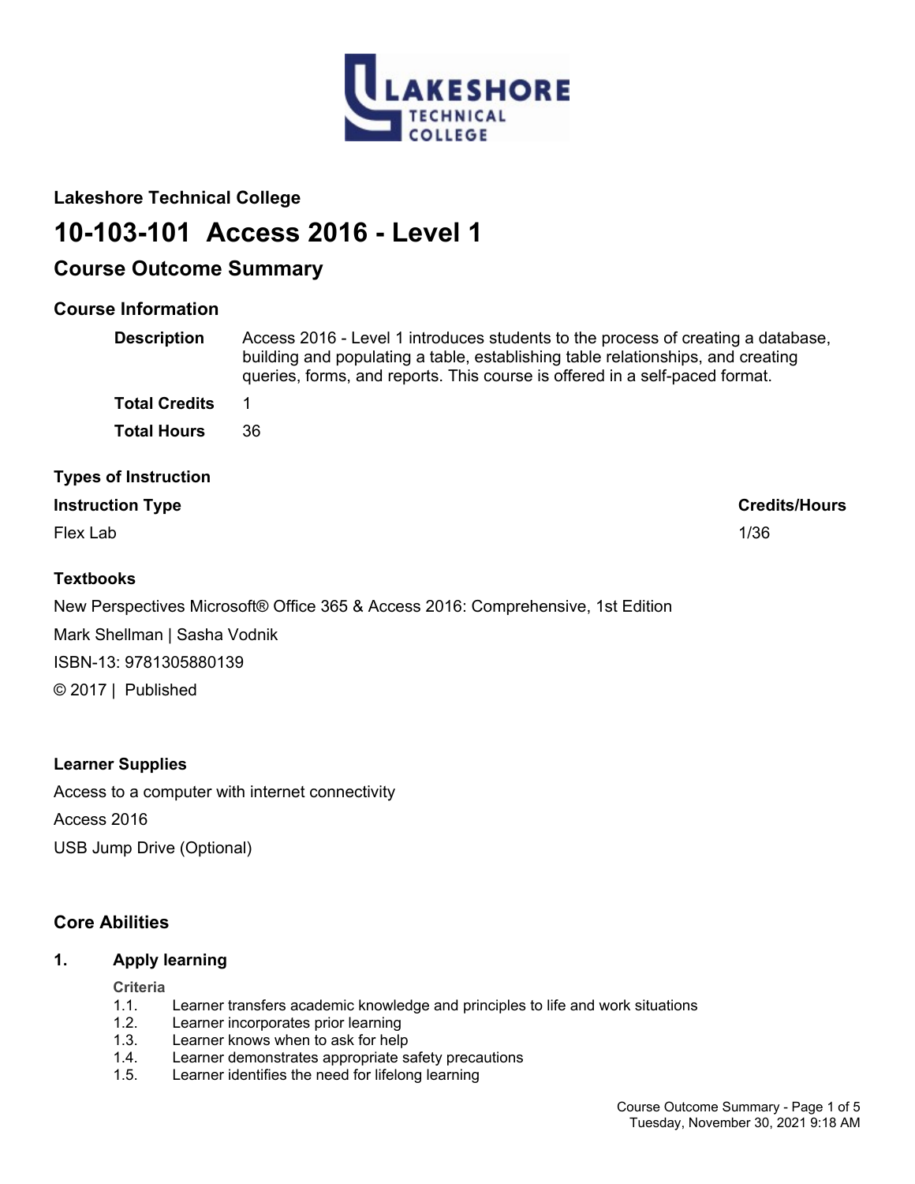## Lakeshore Technical College

# 10-103-101 Access 2016 - Level 1

## Course Outcome Summary

### Course Information

**Description** Access 2016 - Level 1 introduces students to the process of creating a database, building and populating a table, establishing table relationships, and creating queries, forms, and reports. This course is offered in a self-paced format.

**Total Credits** 1

**Total Hours** 36

### Types of Instruction

| Instruction Type | Credits/Hours |
| --- | --- |
| Flex Lab | 1/36 |

### Textbooks

New Perspectives Microsoft® Office 365 & Access 2016: Comprehensive, 1st Edition

Mark Shellman | Sasha Vodnik

ISBN-13: 9781305880139

© 2017 | Published

### Learner Supplies

Access to a computer with internet connectivity

Access 2016

USB Jump Drive (Optional)

### Core Abilities

**1. Apply learning**

**Criteria**

1.1. Learner transfers academic knowledge and principles to life and work situations
1.2. Learner incorporates prior learning
1.3. Learner knows when to ask for help
1.4. Learner demonstrates appropriate safety precautions
1.5. Learner identifies the need for lifelong learning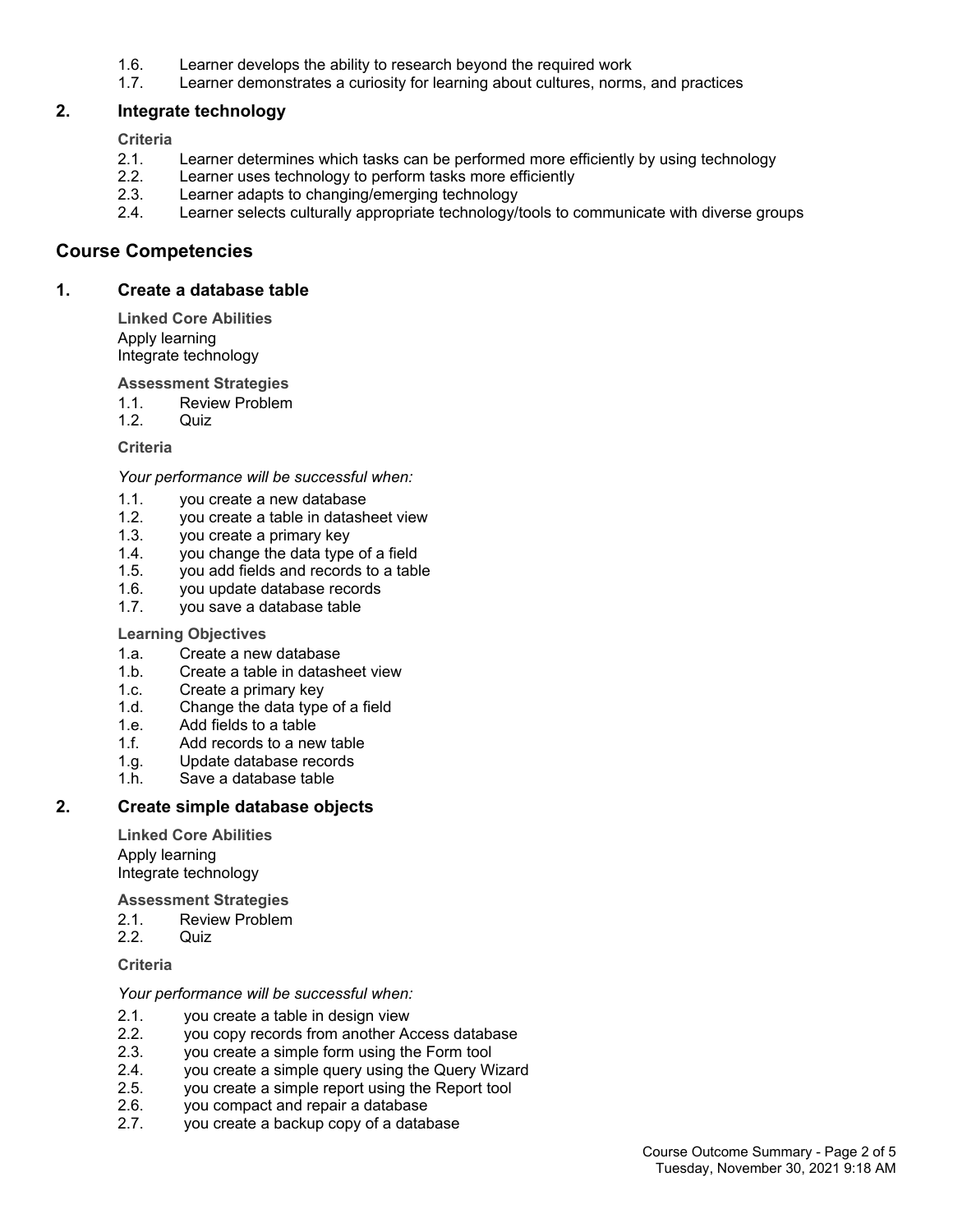1.6. Learner develops the ability to research beyond the required work
1.7. Learner demonstrates a curiosity for learning about cultures, norms, and practices

### 2. Integrate technology

**Criteria**

2.1. Learner determines which tasks can be performed more efficiently by using technology
2.2. Learner uses technology to perform tasks more efficiently
2.3. Learner adapts to changing/emerging technology
2.4. Learner selects culturally appropriate technology/tools to communicate with diverse groups

## Course Competencies

### 1. Create a database table

**Linked Core Abilities**

Apply learning
Integrate technology

**Assessment Strategies**

1.1. Review Problem
1.2. Quiz

**Criteria**

*Your performance will be successful when:*

1.1. you create a new database
1.2. you create a table in datasheet view
1.3. you create a primary key
1.4. you change the data type of a field
1.5. you add fields and records to a table
1.6. you update database records
1.7. you save a database table

**Learning Objectives**

1.a. Create a new database
1.b. Create a table in datasheet view
1.c. Create a primary key
1.d. Change the data type of a field
1.e. Add fields to a table
1.f. Add records to a new table
1.g. Update database records
1.h. Save a database table

### 2. Create simple database objects

**Linked Core Abilities**

Apply learning
Integrate technology

**Assessment Strategies**

2.1. Review Problem
2.2. Quiz

**Criteria**

*Your performance will be successful when:*

2.1. you create a table in design view
2.2. you copy records from another Access database
2.3. you create a simple form using the Form tool
2.4. you create a simple query using the Query Wizard
2.5. you create a simple report using the Report tool
2.6. you compact and repair a database
2.7. you create a backup copy of a database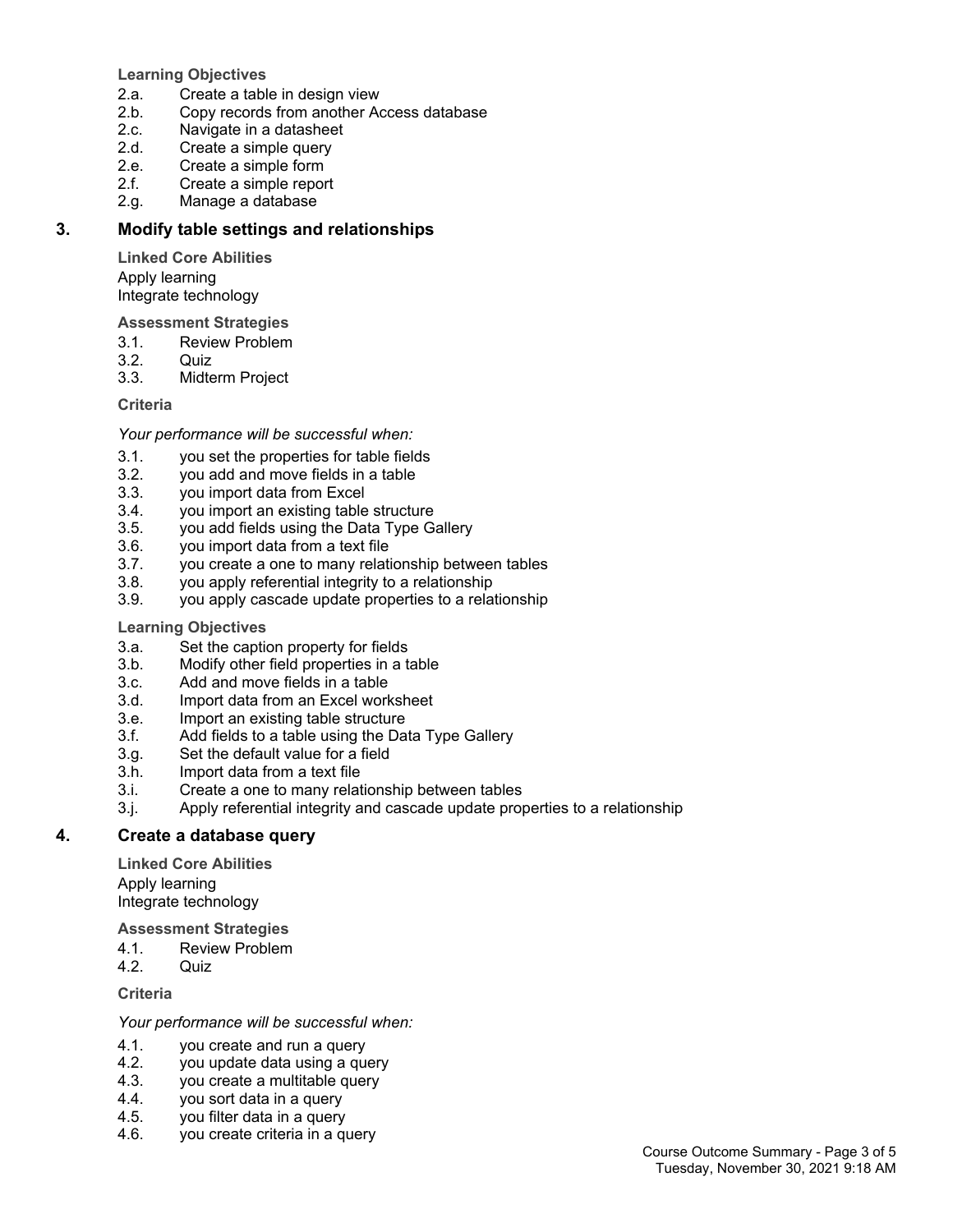**Learning Objectives**

2.a. Create a table in design view
2.b. Copy records from another Access database
2.c. Navigate in a datasheet
2.d. Create a simple query
2.e. Create a simple form
2.f. Create a simple report
2.g. Manage a database

## 3. Modify table settings and relationships

**Linked Core Abilities**

Apply learning
Integrate technology

**Assessment Strategies**

3.1. Review Problem
3.2. Quiz
3.3. Midterm Project

**Criteria**

*Your performance will be successful when:*

3.1. you set the properties for table fields
3.2. you add and move fields in a table
3.3. you import data from Excel
3.4. you import an existing table structure
3.5. you add fields using the Data Type Gallery
3.6. you import data from a text file
3.7. you create a one to many relationship between tables
3.8. you apply referential integrity to a relationship
3.9. you apply cascade update properties to a relationship

**Learning Objectives**

3.a. Set the caption property for fields
3.b. Modify other field properties in a table
3.c. Add and move fields in a table
3.d. Import data from an Excel worksheet
3.e. Import an existing table structure
3.f. Add fields to a table using the Data Type Gallery
3.g. Set the default value for a field
3.h. Import data from a text file
3.i. Create a one to many relationship between tables
3.j. Apply referential integrity and cascade update properties to a relationship

## 4. Create a database query

**Linked Core Abilities**

Apply learning
Integrate technology

**Assessment Strategies**

4.1. Review Problem
4.2. Quiz

**Criteria**

*Your performance will be successful when:*

4.1. you create and run a query
4.2. you update data using a query
4.3. you create a multitable query
4.4. you sort data in a query
4.5. you filter data in a query
4.6. you create criteria in a query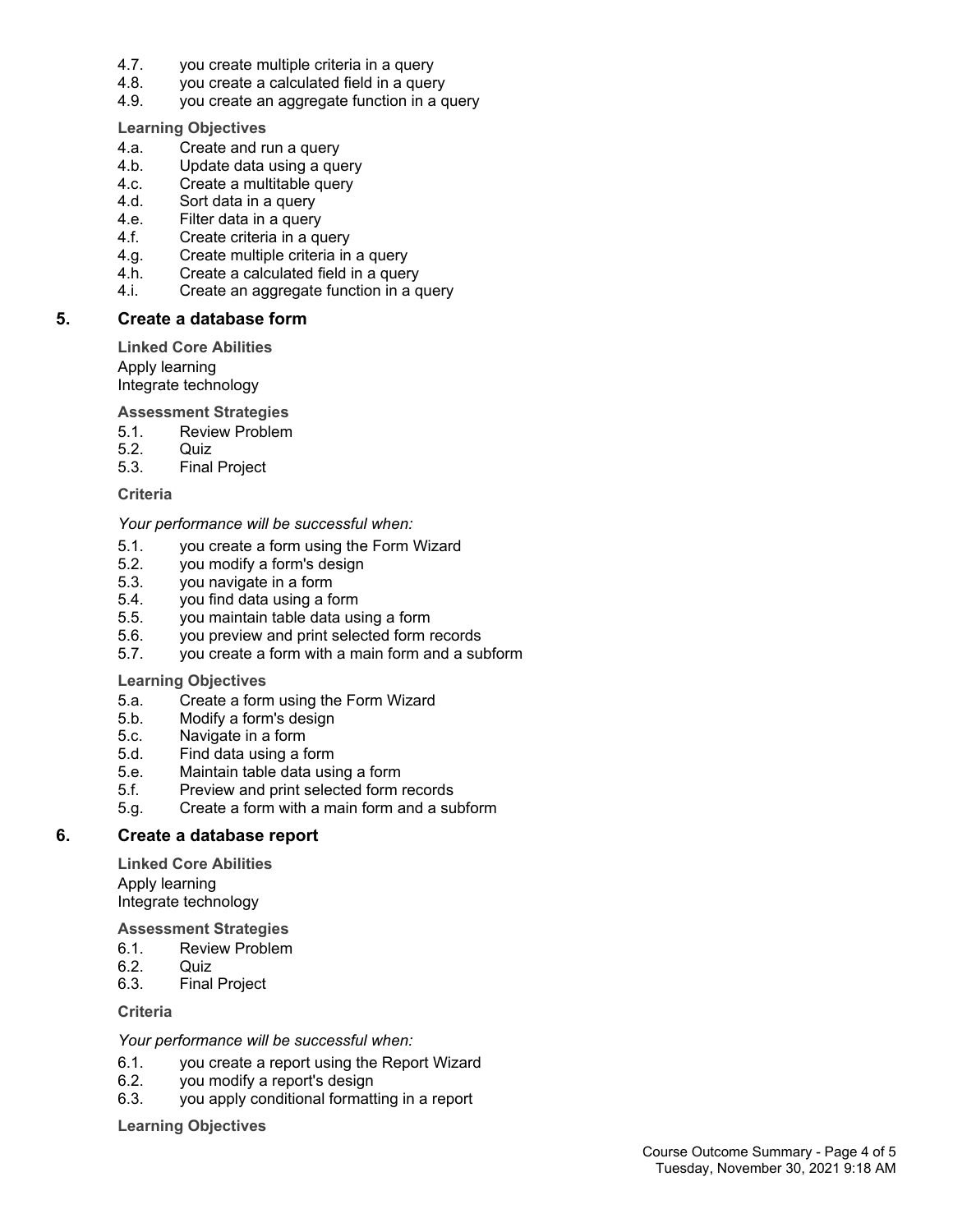4.7. you create multiple criteria in a query
4.8. you create a calculated field in a query
4.9. you create an aggregate function in a query

**Learning Objectives**

4.a. Create and run a query
4.b. Update data using a query
4.c. Create a multitable query
4.d. Sort data in a query
4.e. Filter data in a query
4.f. Create criteria in a query
4.g. Create multiple criteria in a query
4.h. Create a calculated field in a query
4.i. Create an aggregate function in a query

## 5. Create a database form

**Linked Core Abilities**

Apply learning
Integrate technology

**Assessment Strategies**

5.1. Review Problem
5.2. Quiz
5.3. Final Project

**Criteria**

*Your performance will be successful when:*

5.1. you create a form using the Form Wizard
5.2. you modify a form's design
5.3. you navigate in a form
5.4. you find data using a form
5.5. you maintain table data using a form
5.6. you preview and print selected form records
5.7. you create a form with a main form and a subform

**Learning Objectives**

5.a. Create a form using the Form Wizard
5.b. Modify a form's design
5.c. Navigate in a form
5.d. Find data using a form
5.e. Maintain table data using a form
5.f. Preview and print selected form records
5.g. Create a form with a main form and a subform

## 6. Create a database report

**Linked Core Abilities**

Apply learning
Integrate technology

**Assessment Strategies**

6.1. Review Problem
6.2. Quiz
6.3. Final Project

**Criteria**

*Your performance will be successful when:*

6.1. you create a report using the Report Wizard
6.2. you modify a report's design
6.3. you apply conditional formatting in a report

**Learning Objectives**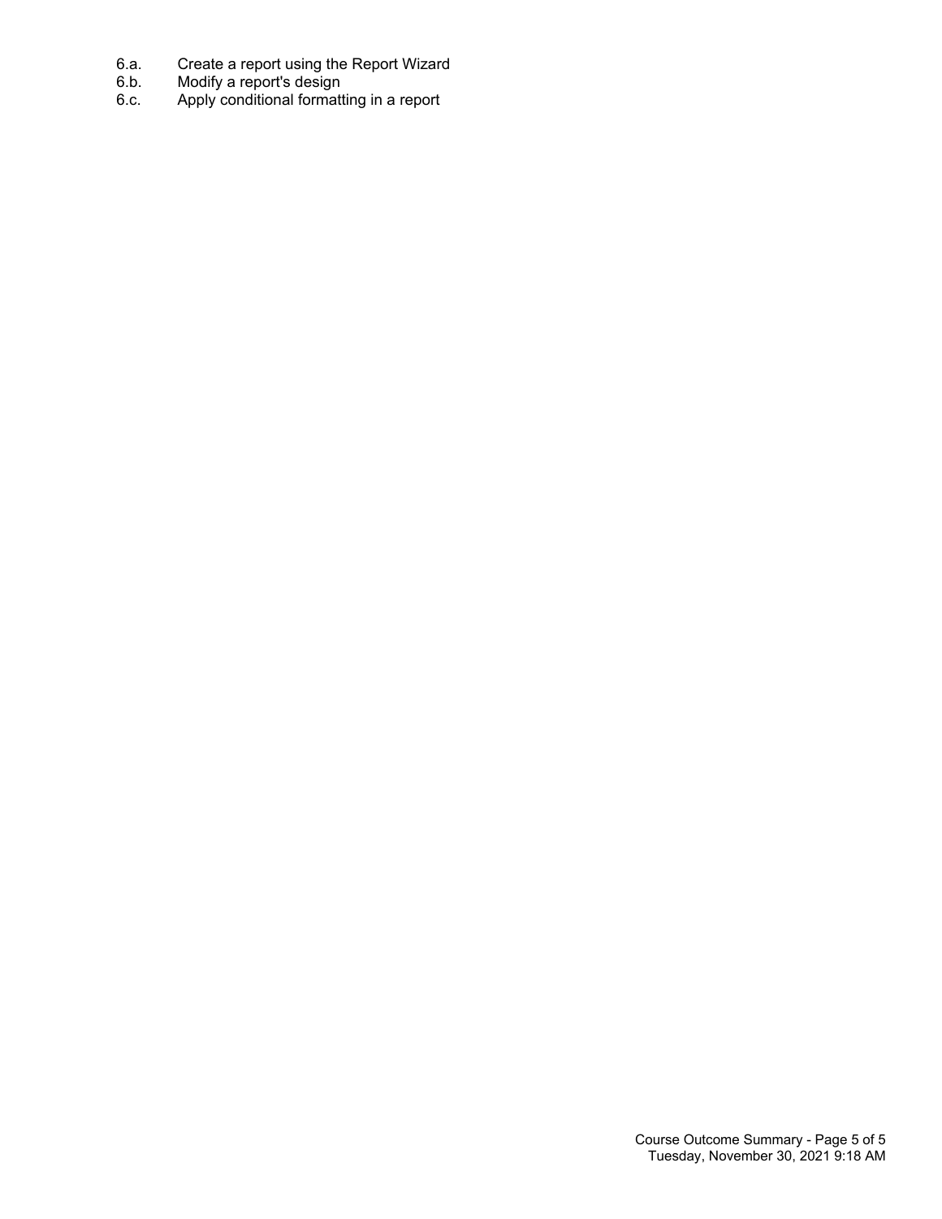6.a. Create a report using the Report Wizard
6.b. Modify a report's design
6.c. Apply conditional formatting in a report